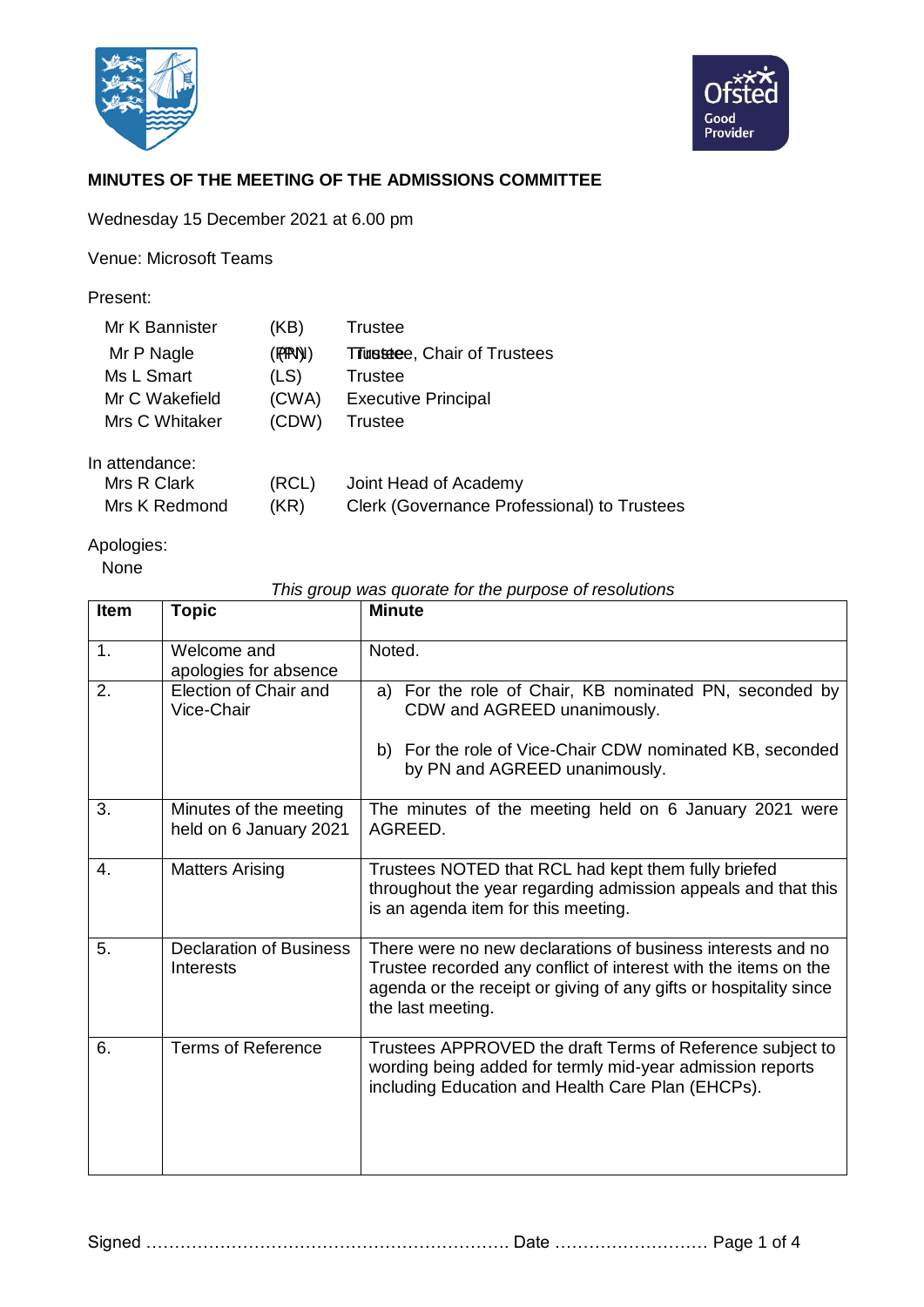## MINUTES OF THE MEETING OF THE ADMISSIONS COMMITTEE

Wednesday 15 December 2021 at 6.00 pm

Venue: Microsoft Teams

Present:

| | | |
|---|---|---|
| Mr K Bannister | (KB) | Trustee |
| Mr P Nagle | (PN) | Trustee, Chair of Trustees |
| Ms L Smart | (LS) | Trustee |
| Mr C Wakefield | (CWA) | Executive Principal |
| Mrs C Whitaker | (CDW) | Trustee |

In attendance:

| | | |
|---|---|---|
| Mrs R Clark | (RCL) | Joint Head of Academy |
| Mrs K Redmond | (KR) | Clerk (Governance Professional) to Trustees |

Apologies:
None

*This group was quorate for the purpose of resolutions*

| Item | Topic | Minute |
|---|---|---|
| 1. | Welcome and apologies for absence | Noted. |
| 2. | Election of Chair and Vice-Chair | a) For the role of Chair, KB nominated PN, seconded by CDW and AGREED unanimously.<br><br>b) For the role of Vice-Chair CDW nominated KB, seconded by PN and AGREED unanimously. |
| 3. | Minutes of the meeting held on 6 January 2021 | The minutes of the meeting held on 6 January 2021 were AGREED. |
| 4. | Matters Arising | Trustees NOTED that RCL had kept them fully briefed throughout the year regarding admission appeals and that this is an agenda item for this meeting. |
| 5. | Declaration of Business Interests | There were no new declarations of business interests and no Trustee recorded any conflict of interest with the items on the agenda or the receipt or giving of any gifts or hospitality since the last meeting. |
| 6. | Terms of Reference | Trustees APPROVED the draft Terms of Reference subject to wording being added for termly mid-year admission reports including Education and Health Care Plan (EHCPs). |

Signed ……………………………………………………… Date ………………………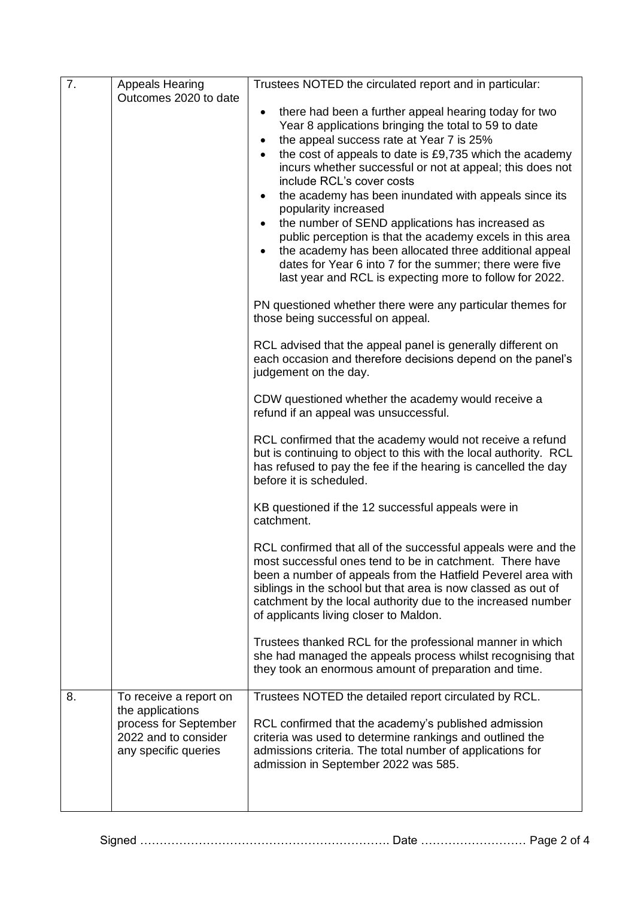| | | |
|---|---|---|
| 7. | Appeals Hearing Outcomes 2020 to date | Trustees NOTED the circulated report and in particular:<br><ul><li>there had been a further appeal hearing today for two Year 8 applications bringing the total to 59 to date</li><li>the appeal success rate at Year 7 is 25%</li><li>the cost of appeals to date is £9,735 which the academy incurs whether successful or not at appeal; this does not include RCL's cover costs</li><li>the academy has been inundated with appeals since its popularity increased</li><li>the number of SEND applications has increased as public perception is that the academy excels in this area</li><li>the academy has been allocated three additional appeal dates for Year 6 into 7 for the summer; there were five last year and RCL is expecting more to follow for 2022.</li></ul>PN questioned whether there were any particular themes for those being successful on appeal.<br><br>RCL advised that the appeal panel is generally different on each occasion and therefore decisions depend on the panel's judgement on the day.<br><br>CDW questioned whether the academy would receive a refund if an appeal was unsuccessful.<br><br>RCL confirmed that the academy would not receive a refund but is continuing to object to this with the local authority. RCL has refused to pay the fee if the hearing is cancelled the day before it is scheduled.<br><br>KB questioned if the 12 successful appeals were in catchment.<br><br>RCL confirmed that all of the successful appeals were and the most successful ones tend to be in catchment. There have been a number of appeals from the Hatfield Peverel area with siblings in the school but that area is now classed as out of catchment by the local authority due to the increased number of applicants living closer to Maldon.<br><br>Trustees thanked RCL for the professional manner in which she had managed the appeals process whilst recognising that they took an enormous amount of preparation and time. |
| 8. | To receive a report on the applications process for September 2022 and to consider any specific queries | Trustees NOTED the detailed report circulated by RCL.<br><br>RCL confirmed that the academy's published admission criteria was used to determine rankings and outlined the admissions criteria. The total number of applications for admission in September 2022 was 585. |

Signed ………………………………………………………. Date ………………………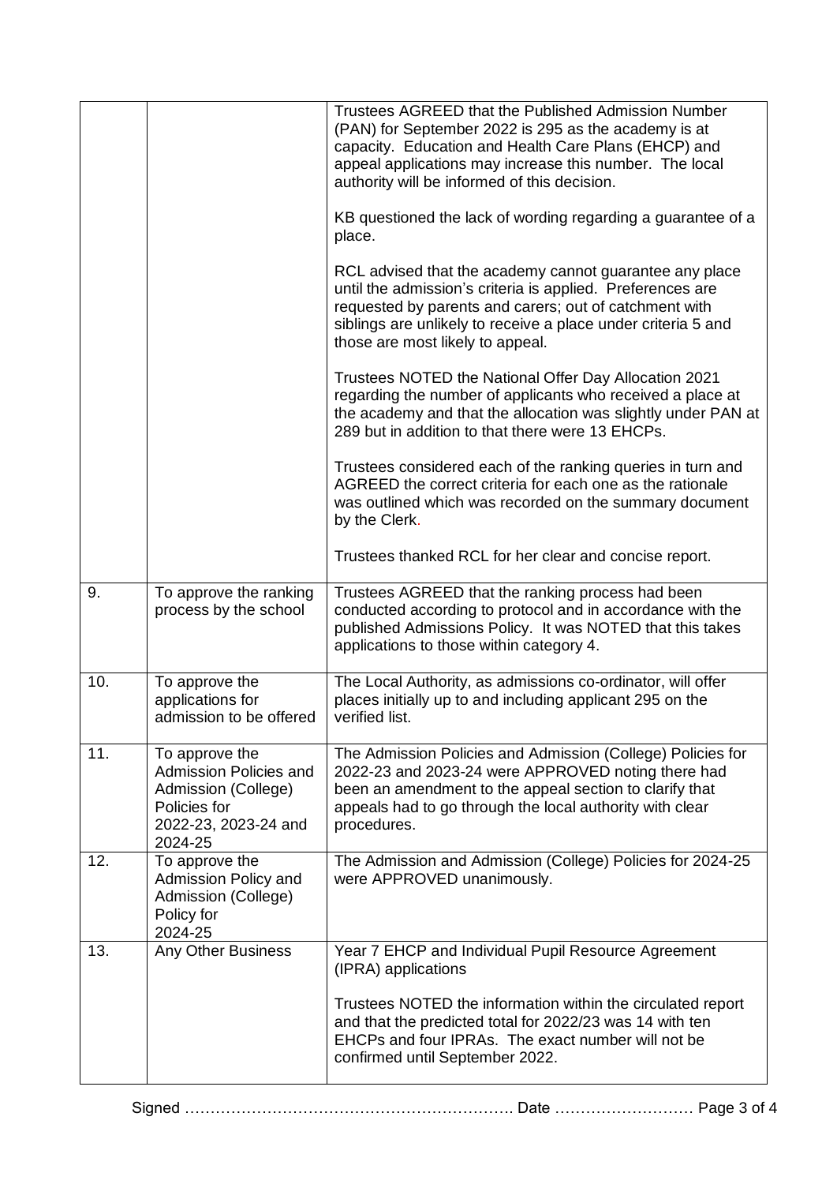| | | |
|---|---|---|
| | | Trustees AGREED that the Published Admission Number (PAN) for September 2022 is 295 as the academy is at capacity. Education and Health Care Plans (EHCP) and appeal applications may increase this number. The local authority will be informed of this decision.<br><br>KB questioned the lack of wording regarding a guarantee of a place.<br><br>RCL advised that the academy cannot guarantee any place until the admission's criteria is applied. Preferences are requested by parents and carers; out of catchment with siblings are unlikely to receive a place under criteria 5 and those are most likely to appeal.<br><br>Trustees NOTED the National Offer Day Allocation 2021 regarding the number of applicants who received a place at the academy and that the allocation was slightly under PAN at 289 but in addition to that there were 13 EHCPs.<br><br>Trustees considered each of the ranking queries in turn and AGREED the correct criteria for each one as the rationale was outlined which was recorded on the summary document by the Clerk.<br><br>Trustees thanked RCL for her clear and concise report. |
| 9. | To approve the ranking process by the school | Trustees AGREED that the ranking process had been conducted according to protocol and in accordance with the published Admissions Policy. It was NOTED that this takes applications to those within category 4. |
| 10. | To approve the applications for admission to be offered | The Local Authority, as admissions co-ordinator, will offer places initially up to and including applicant 295 on the verified list. |
| 11. | To approve the Admission Policies and Admission (College) Policies for 2022-23, 2023-24 and 2024-25 | The Admission Policies and Admission (College) Policies for 2022-23 and 2023-24 were APPROVED noting there had been an amendment to the appeal section to clarify that appeals had to go through the local authority with clear procedures. |
| 12. | To approve the Admission Policy and Admission (College) Policy for 2024-25 | The Admission and Admission (College) Policies for 2024-25 were APPROVED unanimously. |
| 13. | Any Other Business | Year 7 EHCP and Individual Pupil Resource Agreement (IPRA) applications<br><br>Trustees NOTED the information within the circulated report and that the predicted total for 2022/23 was 14 with ten EHCPs and four IPRAs. The exact number will not be confirmed until September 2022. |

Signed ………………………………………………………. Date ………………………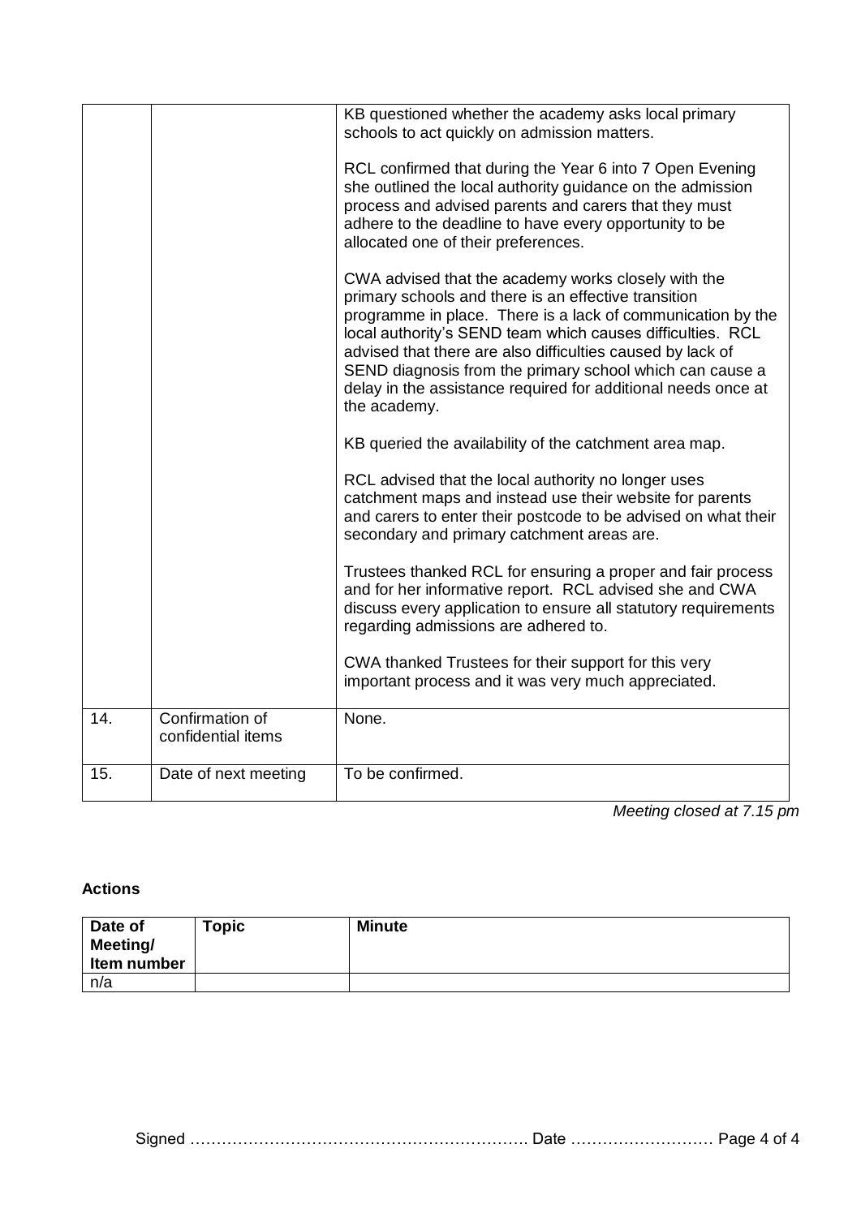| | | |
|---|---|---|
| | | KB questioned whether the academy asks local primary schools to act quickly on admission matters.<br><br>RCL confirmed that during the Year 6 into 7 Open Evening she outlined the local authority guidance on the admission process and advised parents and carers that they must adhere to the deadline to have every opportunity to be allocated one of their preferences.<br><br>CWA advised that the academy works closely with the primary schools and there is an effective transition programme in place. There is a lack of communication by the local authority's SEND team which causes difficulties. RCL advised that there are also difficulties caused by lack of SEND diagnosis from the primary school which can cause a delay in the assistance required for additional needs once at the academy.<br><br>KB queried the availability of the catchment area map.<br><br>RCL advised that the local authority no longer uses catchment maps and instead use their website for parents and carers to enter their postcode to be advised on what their secondary and primary catchment areas are.<br><br>Trustees thanked RCL for ensuring a proper and fair process and for her informative report. RCL advised she and CWA discuss every application to ensure all statutory requirements regarding admissions are adhered to.<br><br>CWA thanked Trustees for their support for this very important process and it was very much appreciated. |
| 14. | Confirmation of confidential items | None. |
| 15. | Date of next meeting | To be confirmed. |

*Meeting closed at 7.15 pm*

**Actions**

| Date of Meeting/ Item number | Topic | Minute |
|---|---|---|
| n/a | | |

Signed ………………………………………………………. Date ………………………